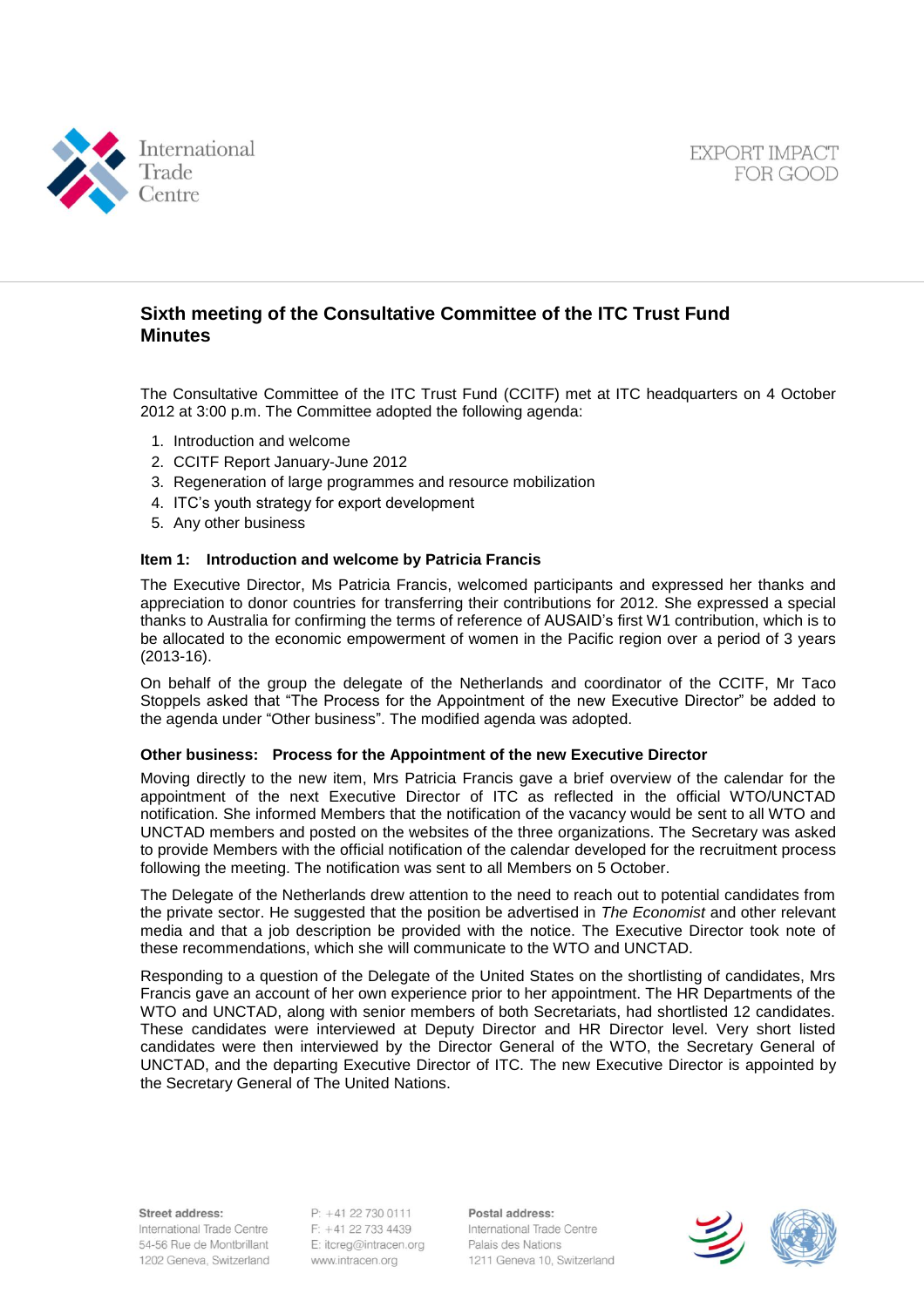## Sixth meeting of the Consultative Committee of the ITC Trust Fund Minutes

The Consultative Committee of the ITC Trust Fund (CCITF) met at ITC headquarters on 4 October 2012 at 3:00 p.m. The Committee adopted the following agenda:

1. Introduction and welcome
2. CCITF Report January-June 2012
3. Regeneration of large programmes and resource mobilization
4. ITC's youth strategy for export development
5. Any other business

### Item 1: Introduction and welcome by Patricia Francis

The Executive Director, Ms Patricia Francis, welcomed participants and expressed her thanks and appreciation to donor countries for transferring their contributions for 2012. She expressed a special thanks to Australia for confirming the terms of reference of AUSAID's first W1 contribution, which is to be allocated to the economic empowerment of women in the Pacific region over a period of 3 years (2013-16).

On behalf of the group the delegate of the Netherlands and coordinator of the CCITF, Mr Taco Stoppels asked that "The Process for the Appointment of the new Executive Director" be added to the agenda under "Other business". The modified agenda was adopted.

### Other business: Process for the Appointment of the new Executive Director

Moving directly to the new item, Mrs Patricia Francis gave a brief overview of the calendar for the appointment of the next Executive Director of ITC as reflected in the official WTO/UNCTAD notification. She informed Members that the notification of the vacancy would be sent to all WTO and UNCTAD members and posted on the websites of the three organizations. The Secretary was asked to provide Members with the official notification of the calendar developed for the recruitment process following the meeting. The notification was sent to all Members on 5 October.

The Delegate of the Netherlands drew attention to the need to reach out to potential candidates from the private sector. He suggested that the position be advertised in *The Economist* and other relevant media and that a job description be provided with the notice. The Executive Director took note of these recommendations, which she will communicate to the WTO and UNCTAD.

Responding to a question of the Delegate of the United States on the shortlisting of candidates, Mrs Francis gave an account of her own experience prior to her appointment. The HR Departments of the WTO and UNCTAD, along with senior members of both Secretariats, had shortlisted 12 candidates. These candidates were interviewed at Deputy Director and HR Director level. Very short listed candidates were then interviewed by the Director General of the WTO, the Secretary General of UNCTAD, and the departing Executive Director of ITC. The new Executive Director is appointed by the Secretary General of The United Nations.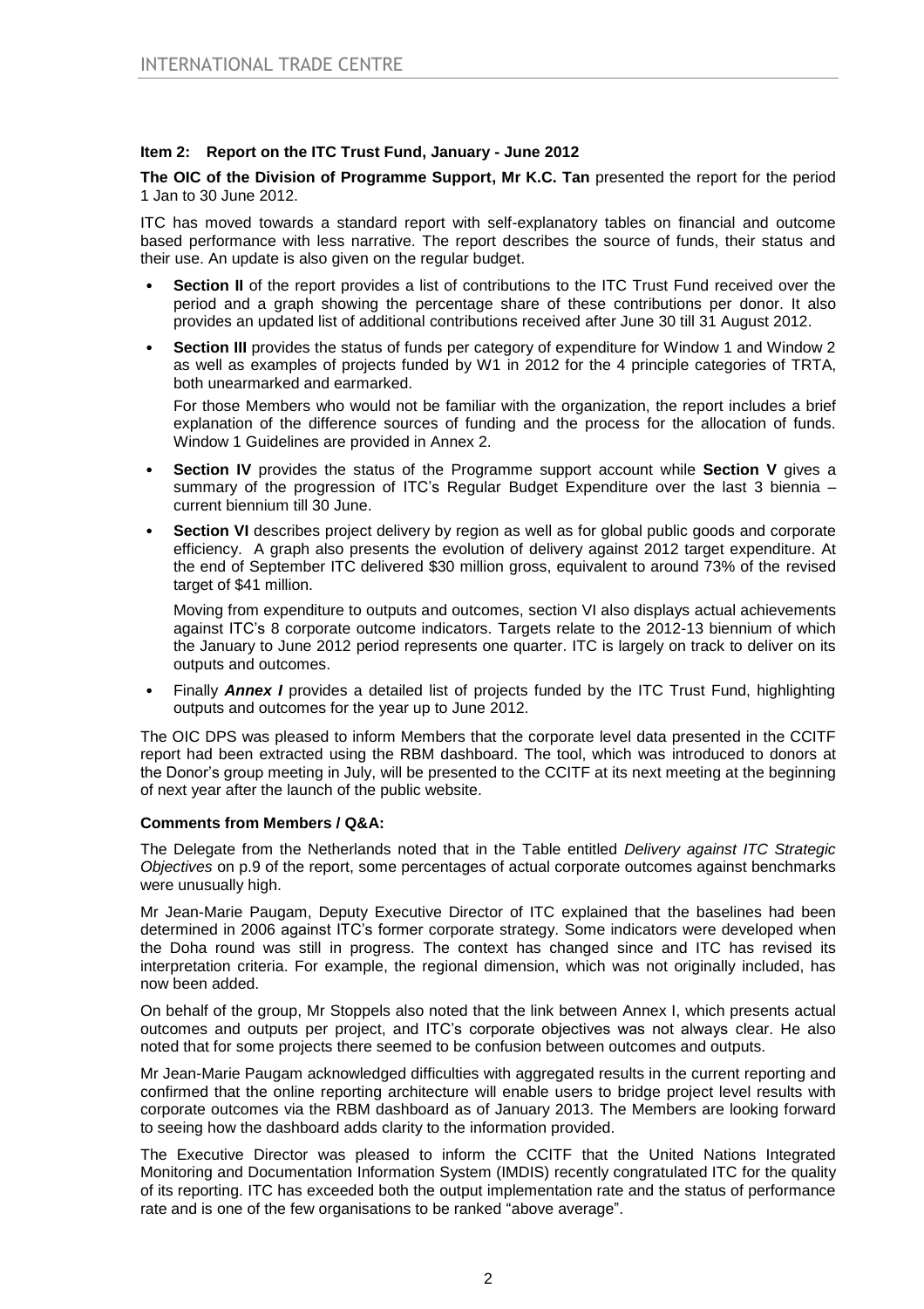**Item 2: Report on the ITC Trust Fund, January - June 2012**

**The OIC of the Division of Programme Support, Mr K.C. Tan** presented the report for the period 1 Jan to 30 June 2012.

ITC has moved towards a standard report with self-explanatory tables on financial and outcome based performance with less narrative. The report describes the source of funds, their status and their use. An update is also given on the regular budget.

- **Section II** of the report provides a list of contributions to the ITC Trust Fund received over the period and a graph showing the percentage share of these contributions per donor. It also provides an updated list of additional contributions received after June 30 till 31 August 2012.
- **Section III** provides the status of funds per category of expenditure for Window 1 and Window 2 as well as examples of projects funded by W1 in 2012 for the 4 principle categories of TRTA, both unearmarked and earmarked.

  For those Members who would not be familiar with the organization, the report includes a brief explanation of the difference sources of funding and the process for the allocation of funds. Window 1 Guidelines are provided in Annex 2.
- **Section IV** provides the status of the Programme support account while **Section V** gives a summary of the progression of ITC's Regular Budget Expenditure over the last 3 biennia – current biennium till 30 June.
- **Section VI** describes project delivery by region as well as for global public goods and corporate efficiency. A graph also presents the evolution of delivery against 2012 target expenditure. At the end of September ITC delivered $30 million gross, equivalent to around 73% of the revised target of $41 million.

  Moving from expenditure to outputs and outcomes, section VI also displays actual achievements against ITC's 8 corporate outcome indicators. Targets relate to the 2012-13 biennium of which the January to June 2012 period represents one quarter. ITC is largely on track to deliver on its outputs and outcomes.
- Finally ***Annex I*** provides a detailed list of projects funded by the ITC Trust Fund, highlighting outputs and outcomes for the year up to June 2012.

The OIC DPS was pleased to inform Members that the corporate level data presented in the CCITF report had been extracted using the RBM dashboard. The tool, which was introduced to donors at the Donor's group meeting in July, will be presented to the CCITF at its next meeting at the beginning of next year after the launch of the public website.

**Comments from Members / Q&A:**

The Delegate from the Netherlands noted that in the Table entitled *Delivery against ITC Strategic Objectives* on p.9 of the report, some percentages of actual corporate outcomes against benchmarks were unusually high.

Mr Jean-Marie Paugam, Deputy Executive Director of ITC explained that the baselines had been determined in 2006 against ITC's former corporate strategy. Some indicators were developed when the Doha round was still in progress. The context has changed since and ITC has revised its interpretation criteria. For example, the regional dimension, which was not originally included, has now been added.

On behalf of the group, Mr Stoppels also noted that the link between Annex I, which presents actual outcomes and outputs per project, and ITC's corporate objectives was not always clear. He also noted that for some projects there seemed to be confusion between outcomes and outputs.

Mr Jean-Marie Paugam acknowledged difficulties with aggregated results in the current reporting and confirmed that the online reporting architecture will enable users to bridge project level results with corporate outcomes via the RBM dashboard as of January 2013. The Members are looking forward to seeing how the dashboard adds clarity to the information provided.

The Executive Director was pleased to inform the CCITF that the United Nations Integrated Monitoring and Documentation Information System (IMDIS) recently congratulated ITC for the quality of its reporting. ITC has exceeded both the output implementation rate and the status of performance rate and is one of the few organisations to be ranked "above average".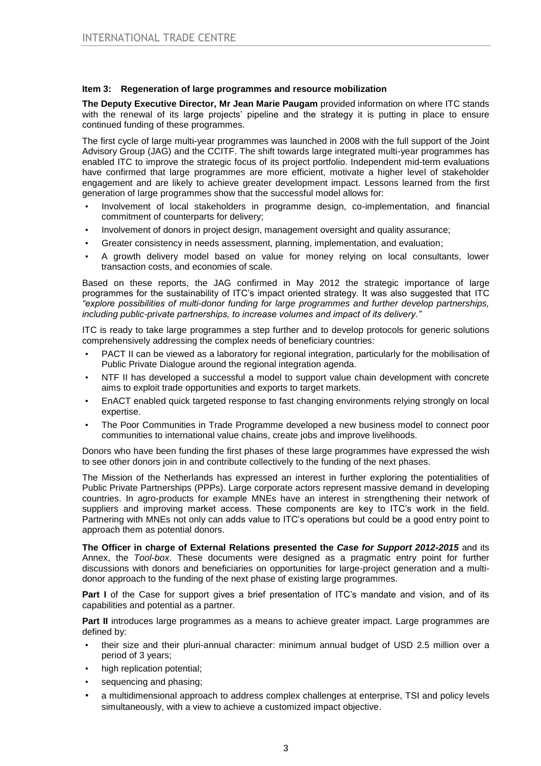### Item 3: Regeneration of large programmes and resource mobilization

**The Deputy Executive Director, Mr Jean Marie Paugam** provided information on where ITC stands with the renewal of its large projects' pipeline and the strategy it is putting in place to ensure continued funding of these programmes.

The first cycle of large multi-year programmes was launched in 2008 with the full support of the Joint Advisory Group (JAG) and the CCITF. The shift towards large integrated multi-year programmes has enabled ITC to improve the strategic focus of its project portfolio. Independent mid-term evaluations have confirmed that large programmes are more efficient, motivate a higher level of stakeholder engagement and are likely to achieve greater development impact. Lessons learned from the first generation of large programmes show that the successful model allows for:

- Involvement of local stakeholders in programme design, co-implementation, and financial commitment of counterparts for delivery;
- Involvement of donors in project design, management oversight and quality assurance;
- Greater consistency in needs assessment, planning, implementation, and evaluation;
- A growth delivery model based on value for money relying on local consultants, lower transaction costs, and economies of scale.

Based on these reports, the JAG confirmed in May 2012 the strategic importance of large programmes for the sustainability of ITC's impact oriented strategy. It was also suggested that ITC *"explore possibilities of multi-donor funding for large programmes and further develop partnerships, including public-private partnerships, to increase volumes and impact of its delivery."*

ITC is ready to take large programmes a step further and to develop protocols for generic solutions comprehensively addressing the complex needs of beneficiary countries:

- PACT II can be viewed as a laboratory for regional integration, particularly for the mobilisation of Public Private Dialogue around the regional integration agenda.
- NTF II has developed a successful a model to support value chain development with concrete aims to exploit trade opportunities and exports to target markets.
- EnACT enabled quick targeted response to fast changing environments relying strongly on local expertise.
- The Poor Communities in Trade Programme developed a new business model to connect poor communities to international value chains, create jobs and improve livelihoods.

Donors who have been funding the first phases of these large programmes have expressed the wish to see other donors join in and contribute collectively to the funding of the next phases.

The Mission of the Netherlands has expressed an interest in further exploring the potentialities of Public Private Partnerships (PPPs). Large corporate actors represent massive demand in developing countries. In agro-products for example MNEs have an interest in strengthening their network of suppliers and improving market access. These components are key to ITC's work in the field. Partnering with MNEs not only can adds value to ITC's operations but could be a good entry point to approach them as potential donors.

**The Officer in charge of External Relations presented the *Case for Support 2012-2015*** and its Annex, the *Tool-box*. These documents were designed as a pragmatic entry point for further discussions with donors and beneficiaries on opportunities for large-project generation and a multi-donor approach to the funding of the next phase of existing large programmes.

**Part I** of the Case for support gives a brief presentation of ITC's mandate and vision, and of its capabilities and potential as a partner.

**Part II** introduces large programmes as a means to achieve greater impact. Large programmes are defined by:

- their size and their pluri-annual character: minimum annual budget of USD 2.5 million over a period of 3 years;
- high replication potential;
- sequencing and phasing;
- a multidimensional approach to address complex challenges at enterprise, TSI and policy levels simultaneously, with a view to achieve a customized impact objective.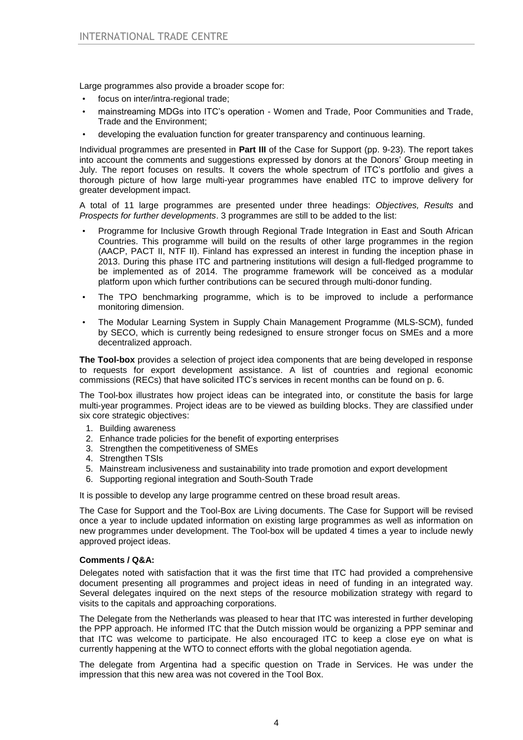Large programmes also provide a broader scope for:

- focus on inter/intra-regional trade;
- mainstreaming MDGs into ITC's operation - Women and Trade, Poor Communities and Trade, Trade and the Environment;
- developing the evaluation function for greater transparency and continuous learning.

Individual programmes are presented in **Part III** of the Case for Support (pp. 9-23). The report takes into account the comments and suggestions expressed by donors at the Donors' Group meeting in July. The report focuses on results. It covers the whole spectrum of ITC's portfolio and gives a thorough picture of how large multi-year programmes have enabled ITC to improve delivery for greater development impact.

A total of 11 large programmes are presented under three headings: *Objectives, Results* and *Prospects for further developments*. 3 programmes are still to be added to the list:

- Programme for Inclusive Growth through Regional Trade Integration in East and South African Countries. This programme will build on the results of other large programmes in the region (AACP, PACT II, NTF II). Finland has expressed an interest in funding the inception phase in 2013. During this phase ITC and partnering institutions will design a full-fledged programme to be implemented as of 2014. The programme framework will be conceived as a modular platform upon which further contributions can be secured through multi-donor funding.
- The TPO benchmarking programme, which is to be improved to include a performance monitoring dimension.
- The Modular Learning System in Supply Chain Management Programme (MLS-SCM), funded by SECO, which is currently being redesigned to ensure stronger focus on SMEs and a more decentralized approach.

**The Tool-box** provides a selection of project idea components that are being developed in response to requests for export development assistance. A list of countries and regional economic commissions (RECs) that have solicited ITC's services in recent months can be found on p. 6.

The Tool-box illustrates how project ideas can be integrated into, or constitute the basis for large multi-year programmes. Project ideas are to be viewed as building blocks. They are classified under six core strategic objectives:

1. Building awareness
2. Enhance trade policies for the benefit of exporting enterprises
3. Strengthen the competitiveness of SMEs
4. Strengthen TSIs
5. Mainstream inclusiveness and sustainability into trade promotion and export development
6. Supporting regional integration and South-South Trade

It is possible to develop any large programme centred on these broad result areas.

The Case for Support and the Tool-Box are Living documents. The Case for Support will be revised once a year to include updated information on existing large programmes as well as information on new programmes under development. The Tool-box will be updated 4 times a year to include newly approved project ideas.

**Comments / Q&A:**

Delegates noted with satisfaction that it was the first time that ITC had provided a comprehensive document presenting all programmes and project ideas in need of funding in an integrated way. Several delegates inquired on the next steps of the resource mobilization strategy with regard to visits to the capitals and approaching corporations.

The Delegate from the Netherlands was pleased to hear that ITC was interested in further developing the PPP approach. He informed ITC that the Dutch mission would be organizing a PPP seminar and that ITC was welcome to participate. He also encouraged ITC to keep a close eye on what is currently happening at the WTO to connect efforts with the global negotiation agenda.

The delegate from Argentina had a specific question on Trade in Services. He was under the impression that this new area was not covered in the Tool Box.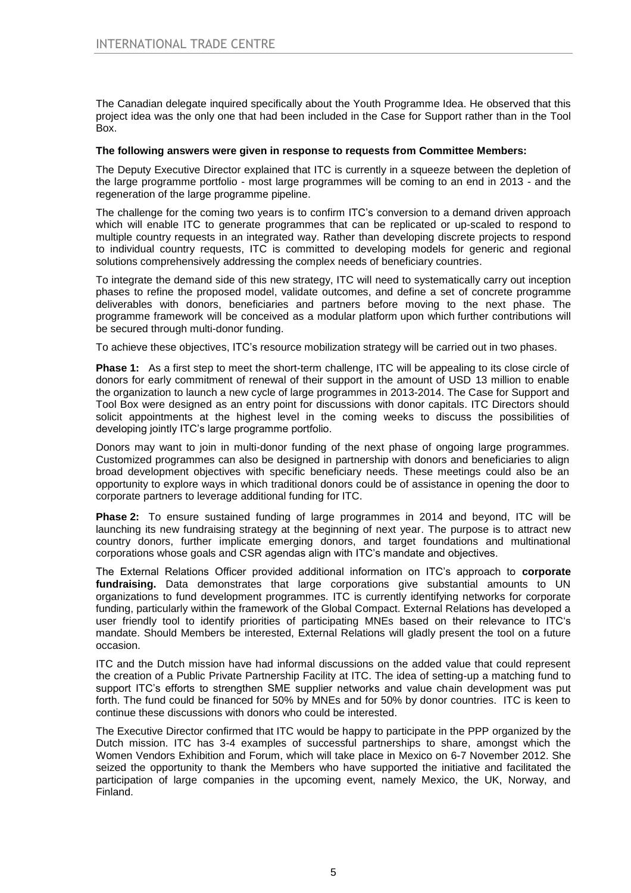The Canadian delegate inquired specifically about the Youth Programme Idea. He observed that this project idea was the only one that had been included in the Case for Support rather than in the Tool Box.

**The following answers were given in response to requests from Committee Members:**

The Deputy Executive Director explained that ITC is currently in a squeeze between the depletion of the large programme portfolio - most large programmes will be coming to an end in 2013 - and the regeneration of the large programme pipeline.

The challenge for the coming two years is to confirm ITC's conversion to a demand driven approach which will enable ITC to generate programmes that can be replicated or up-scaled to respond to multiple country requests in an integrated way. Rather than developing discrete projects to respond to individual country requests, ITC is committed to developing models for generic and regional solutions comprehensively addressing the complex needs of beneficiary countries.

To integrate the demand side of this new strategy, ITC will need to systematically carry out inception phases to refine the proposed model, validate outcomes, and define a set of concrete programme deliverables with donors, beneficiaries and partners before moving to the next phase. The programme framework will be conceived as a modular platform upon which further contributions will be secured through multi-donor funding.

To achieve these objectives, ITC's resource mobilization strategy will be carried out in two phases.

**Phase 1:** As a first step to meet the short-term challenge, ITC will be appealing to its close circle of donors for early commitment of renewal of their support in the amount of USD 13 million to enable the organization to launch a new cycle of large programmes in 2013-2014. The Case for Support and Tool Box were designed as an entry point for discussions with donor capitals. ITC Directors should solicit appointments at the highest level in the coming weeks to discuss the possibilities of developing jointly ITC's large programme portfolio.

Donors may want to join in multi-donor funding of the next phase of ongoing large programmes. Customized programmes can also be designed in partnership with donors and beneficiaries to align broad development objectives with specific beneficiary needs. These meetings could also be an opportunity to explore ways in which traditional donors could be of assistance in opening the door to corporate partners to leverage additional funding for ITC.

**Phase 2:** To ensure sustained funding of large programmes in 2014 and beyond, ITC will be launching its new fundraising strategy at the beginning of next year. The purpose is to attract new country donors, further implicate emerging donors, and target foundations and multinational corporations whose goals and CSR agendas align with ITC's mandate and objectives.

The External Relations Officer provided additional information on ITC's approach to **corporate fundraising.** Data demonstrates that large corporations give substantial amounts to UN organizations to fund development programmes. ITC is currently identifying networks for corporate funding, particularly within the framework of the Global Compact. External Relations has developed a user friendly tool to identify priorities of participating MNEs based on their relevance to ITC's mandate. Should Members be interested, External Relations will gladly present the tool on a future occasion.

ITC and the Dutch mission have had informal discussions on the added value that could represent the creation of a Public Private Partnership Facility at ITC. The idea of setting-up a matching fund to support ITC's efforts to strengthen SME supplier networks and value chain development was put forth. The fund could be financed for 50% by MNEs and for 50% by donor countries. ITC is keen to continue these discussions with donors who could be interested.

The Executive Director confirmed that ITC would be happy to participate in the PPP organized by the Dutch mission. ITC has 3-4 examples of successful partnerships to share, amongst which the Women Vendors Exhibition and Forum, which will take place in Mexico on 6-7 November 2012. She seized the opportunity to thank the Members who have supported the initiative and facilitated the participation of large companies in the upcoming event, namely Mexico, the UK, Norway, and Finland.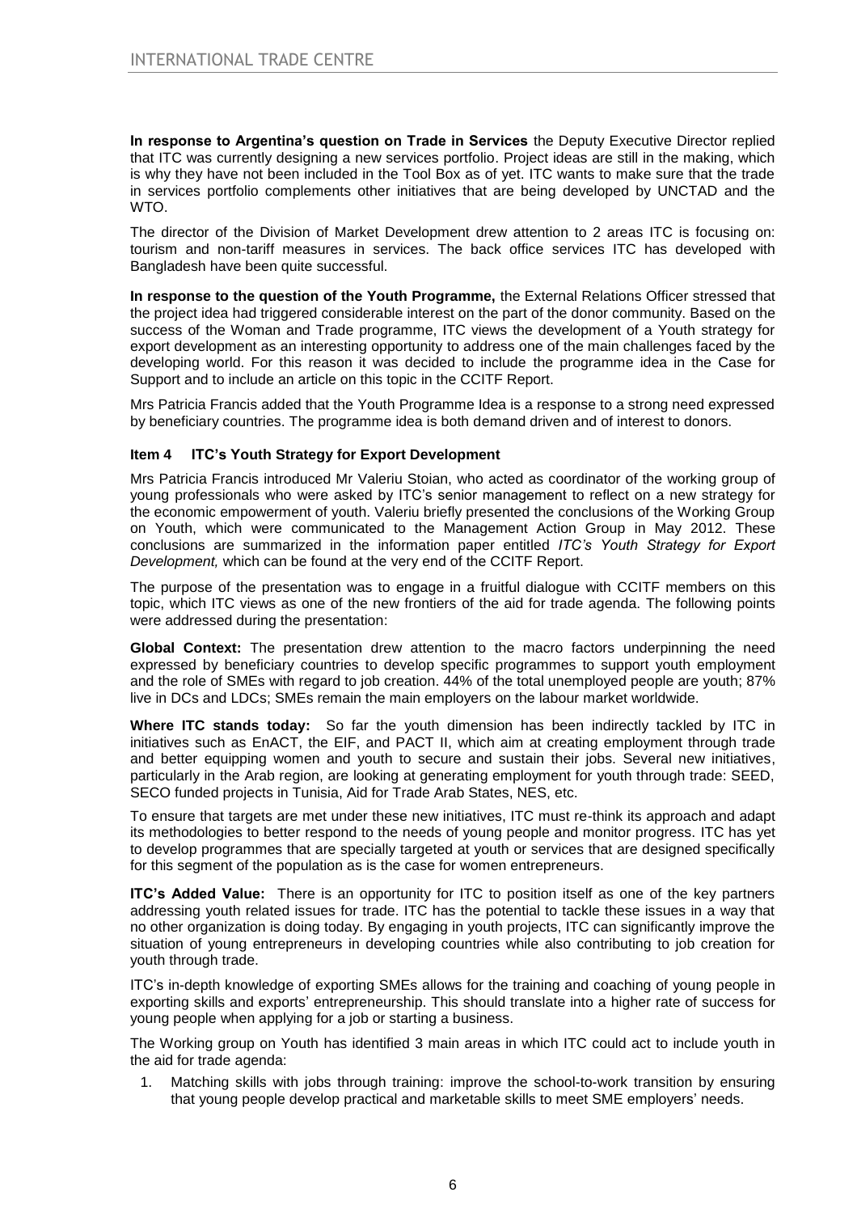**In response to Argentina's question on Trade in Services** the Deputy Executive Director replied that ITC was currently designing a new services portfolio. Project ideas are still in the making, which is why they have not been included in the Tool Box as of yet. ITC wants to make sure that the trade in services portfolio complements other initiatives that are being developed by UNCTAD and the WTO.

The director of the Division of Market Development drew attention to 2 areas ITC is focusing on: tourism and non-tariff measures in services. The back office services ITC has developed with Bangladesh have been quite successful.

**In response to the question of the Youth Programme,** the External Relations Officer stressed that the project idea had triggered considerable interest on the part of the donor community. Based on the success of the Woman and Trade programme, ITC views the development of a Youth strategy for export development as an interesting opportunity to address one of the main challenges faced by the developing world. For this reason it was decided to include the programme idea in the Case for Support and to include an article on this topic in the CCITF Report.

Mrs Patricia Francis added that the Youth Programme Idea is a response to a strong need expressed by beneficiary countries. The programme idea is both demand driven and of interest to donors.

### Item 4 ITC's Youth Strategy for Export Development

Mrs Patricia Francis introduced Mr Valeriu Stoian, who acted as coordinator of the working group of young professionals who were asked by ITC's senior management to reflect on a new strategy for the economic empowerment of youth. Valeriu briefly presented the conclusions of the Working Group on Youth, which were communicated to the Management Action Group in May 2012. These conclusions are summarized in the information paper entitled *ITC's Youth Strategy for Export Development,* which can be found at the very end of the CCITF Report.

The purpose of the presentation was to engage in a fruitful dialogue with CCITF members on this topic, which ITC views as one of the new frontiers of the aid for trade agenda. The following points were addressed during the presentation:

**Global Context:** The presentation drew attention to the macro factors underpinning the need expressed by beneficiary countries to develop specific programmes to support youth employment and the role of SMEs with regard to job creation. 44% of the total unemployed people are youth; 87% live in DCs and LDCs; SMEs remain the main employers on the labour market worldwide.

**Where ITC stands today:** So far the youth dimension has been indirectly tackled by ITC in initiatives such as EnACT, the EIF, and PACT II, which aim at creating employment through trade and better equipping women and youth to secure and sustain their jobs. Several new initiatives, particularly in the Arab region, are looking at generating employment for youth through trade: SEED, SECO funded projects in Tunisia, Aid for Trade Arab States, NES, etc.

To ensure that targets are met under these new initiatives, ITC must re-think its approach and adapt its methodologies to better respond to the needs of young people and monitor progress. ITC has yet to develop programmes that are specially targeted at youth or services that are designed specifically for this segment of the population as is the case for women entrepreneurs.

**ITC's Added Value:** There is an opportunity for ITC to position itself as one of the key partners addressing youth related issues for trade. ITC has the potential to tackle these issues in a way that no other organization is doing today. By engaging in youth projects, ITC can significantly improve the situation of young entrepreneurs in developing countries while also contributing to job creation for youth through trade.

ITC's in-depth knowledge of exporting SMEs allows for the training and coaching of young people in exporting skills and exports' entrepreneurship. This should translate into a higher rate of success for young people when applying for a job or starting a business.

The Working group on Youth has identified 3 main areas in which ITC could act to include youth in the aid for trade agenda:

1. Matching skills with jobs through training: improve the school-to-work transition by ensuring that young people develop practical and marketable skills to meet SME employers' needs.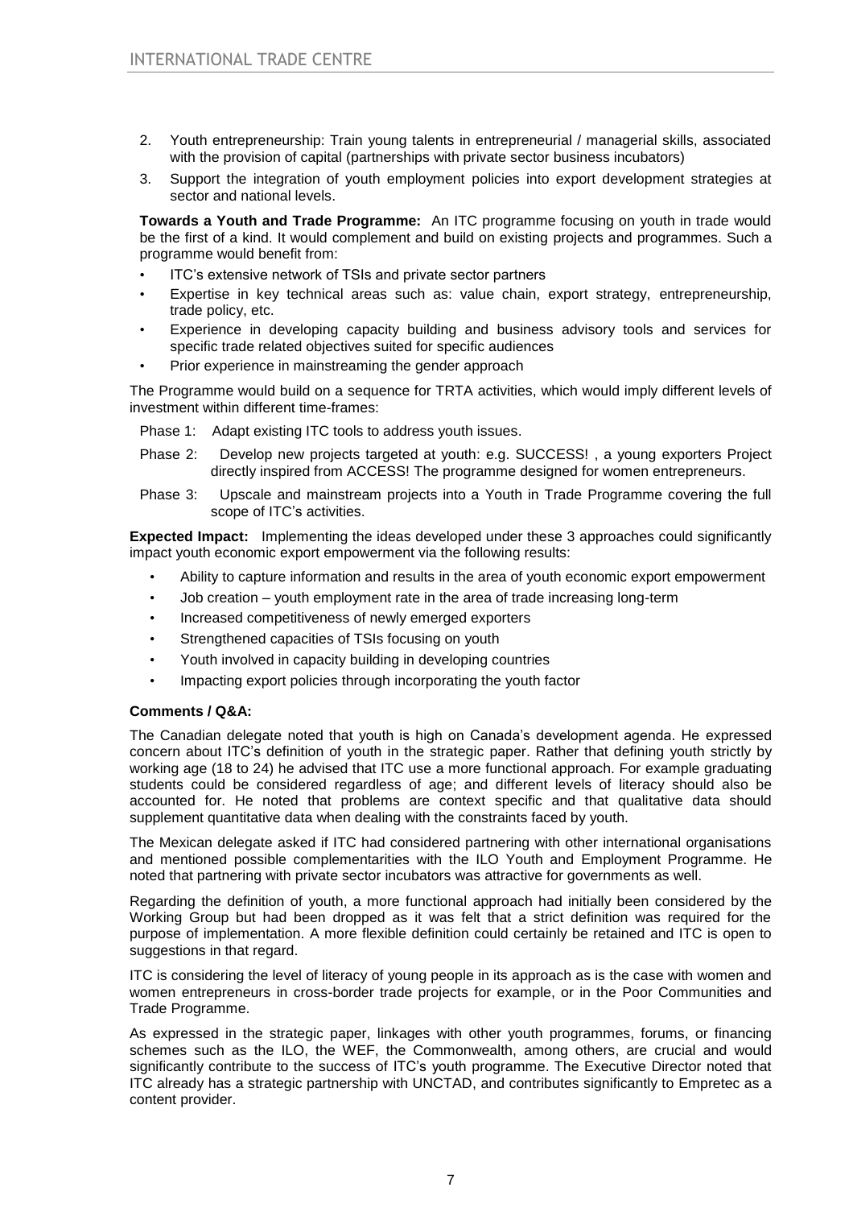2. Youth entrepreneurship: Train young talents in entrepreneurial / managerial skills, associated with the provision of capital (partnerships with private sector business incubators)
3. Support the integration of youth employment policies into export development strategies at sector and national levels.

**Towards a Youth and Trade Programme:** An ITC programme focusing on youth in trade would be the first of a kind. It would complement and build on existing projects and programmes. Such a programme would benefit from:

- ITC's extensive network of TSIs and private sector partners
- Expertise in key technical areas such as: value chain, export strategy, entrepreneurship, trade policy, etc.
- Experience in developing capacity building and business advisory tools and services for specific trade related objectives suited for specific audiences
- Prior experience in mainstreaming the gender approach

The Programme would build on a sequence for TRTA activities, which would imply different levels of investment within different time-frames:

Phase 1: Adapt existing ITC tools to address youth issues.

Phase 2: Develop new projects targeted at youth: e.g. SUCCESS! , a young exporters Project directly inspired from ACCESS! The programme designed for women entrepreneurs.

Phase 3: Upscale and mainstream projects into a Youth in Trade Programme covering the full scope of ITC's activities.

**Expected Impact:** Implementing the ideas developed under these 3 approaches could significantly impact youth economic export empowerment via the following results:

- Ability to capture information and results in the area of youth economic export empowerment
- Job creation – youth employment rate in the area of trade increasing long-term
- Increased competitiveness of newly emerged exporters
- Strengthened capacities of TSIs focusing on youth
- Youth involved in capacity building in developing countries
- Impacting export policies through incorporating the youth factor

**Comments / Q&A:**

The Canadian delegate noted that youth is high on Canada's development agenda. He expressed concern about ITC's definition of youth in the strategic paper. Rather that defining youth strictly by working age (18 to 24) he advised that ITC use a more functional approach. For example graduating students could be considered regardless of age; and different levels of literacy should also be accounted for. He noted that problems are context specific and that qualitative data should supplement quantitative data when dealing with the constraints faced by youth.

The Mexican delegate asked if ITC had considered partnering with other international organisations and mentioned possible complementarities with the ILO Youth and Employment Programme. He noted that partnering with private sector incubators was attractive for governments as well.

Regarding the definition of youth, a more functional approach had initially been considered by the Working Group but had been dropped as it was felt that a strict definition was required for the purpose of implementation. A more flexible definition could certainly be retained and ITC is open to suggestions in that regard.

ITC is considering the level of literacy of young people in its approach as is the case with women and women entrepreneurs in cross-border trade projects for example, or in the Poor Communities and Trade Programme.

As expressed in the strategic paper, linkages with other youth programmes, forums, or financing schemes such as the ILO, the WEF, the Commonwealth, among others, are crucial and would significantly contribute to the success of ITC's youth programme. The Executive Director noted that ITC already has a strategic partnership with UNCTAD, and contributes significantly to Empretec as a content provider.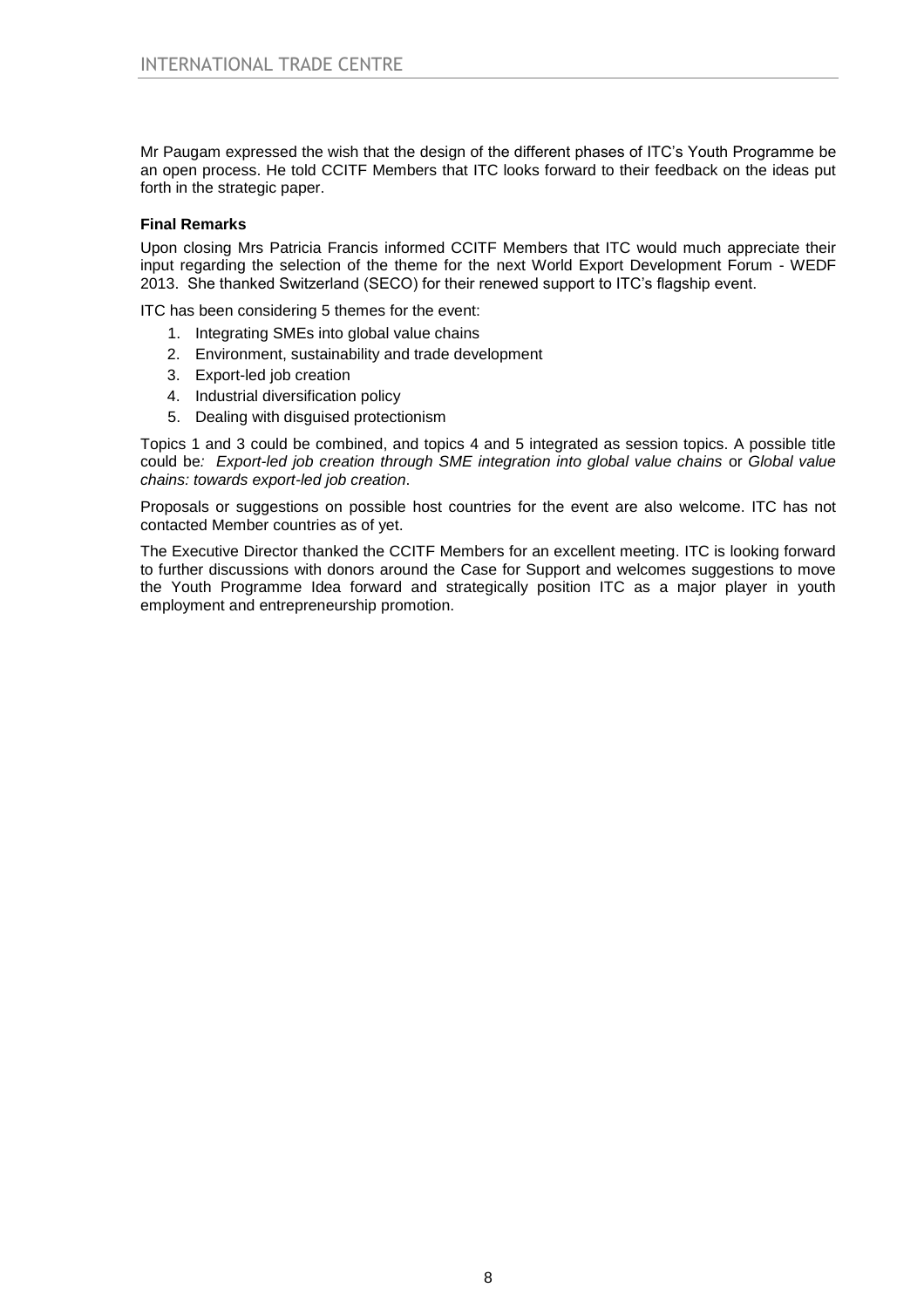Mr Paugam expressed the wish that the design of the different phases of ITC's Youth Programme be an open process. He told CCITF Members that ITC looks forward to their feedback on the ideas put forth in the strategic paper.

**Final Remarks**

Upon closing Mrs Patricia Francis informed CCITF Members that ITC would much appreciate their input regarding the selection of the theme for the next World Export Development Forum - WEDF 2013. She thanked Switzerland (SECO) for their renewed support to ITC's flagship event.

ITC has been considering 5 themes for the event:

1. Integrating SMEs into global value chains
2. Environment, sustainability and trade development
3. Export-led job creation
4. Industrial diversification policy
5. Dealing with disguised protectionism

Topics 1 and 3 could be combined, and topics 4 and 5 integrated as session topics. A possible title could be*: Export-led job creation through SME integration into global value chains* or *Global value chains: towards export-led job creation*.

Proposals or suggestions on possible host countries for the event are also welcome. ITC has not contacted Member countries as of yet.

The Executive Director thanked the CCITF Members for an excellent meeting. ITC is looking forward to further discussions with donors around the Case for Support and welcomes suggestions to move the Youth Programme Idea forward and strategically position ITC as a major player in youth employment and entrepreneurship promotion.